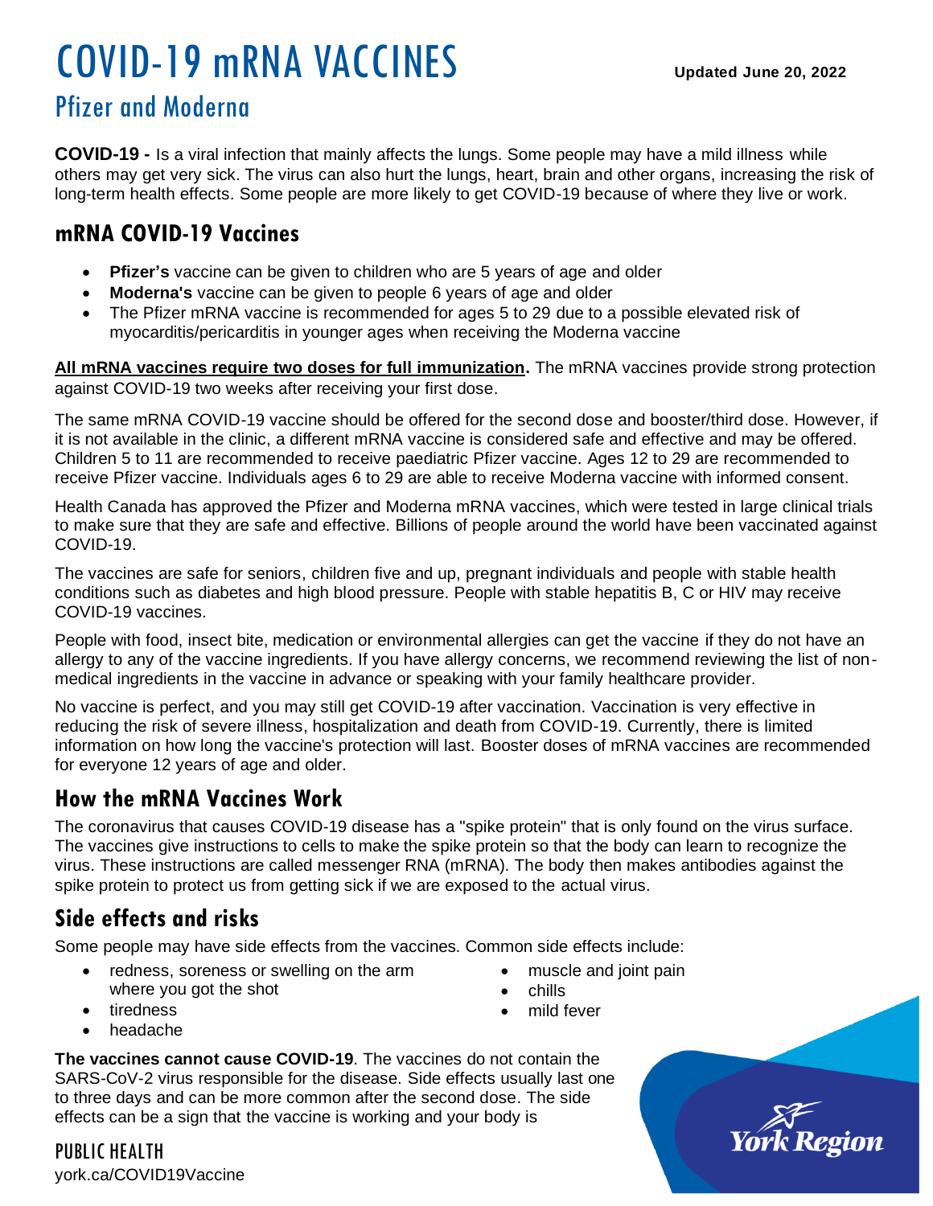# COVID-19 mRNA VACCINES

**Updated June 20, 2022**

## Pfizer and Moderna

**COVID-19 -** Is a viral infection that mainly affects the lungs. Some people may have a mild illness while others may get very sick. The virus can also hurt the lungs, heart, brain and other organs, increasing the risk of long-term health effects. Some people are more likely to get COVID-19 because of where they live or work.

## mRNA COVID-19 Vaccines

- **Pfizer's** vaccine can be given to children who are 5 years of age and older
- **Moderna's** vaccine can be given to people 6 years of age and older
- The Pfizer mRNA vaccine is recommended for ages 5 to 29 due to a possible elevated risk of myocarditis/pericarditis in younger ages when receiving the Moderna vaccine

**All mRNA vaccines require two doses for full immunization.** The mRNA vaccines provide strong protection against COVID-19 two weeks after receiving your first dose.

The same mRNA COVID-19 vaccine should be offered for the second dose and booster/third dose. However, if it is not available in the clinic, a different mRNA vaccine is considered safe and effective and may be offered. Children 5 to 11 are recommended to receive paediatric Pfizer vaccine. Ages 12 to 29 are recommended to receive Pfizer vaccine. Individuals ages 6 to 29 are able to receive Moderna vaccine with informed consent.

Health Canada has approved the Pfizer and Moderna mRNA vaccines, which were tested in large clinical trials to make sure that they are safe and effective. Billions of people around the world have been vaccinated against COVID-19.

The vaccines are safe for seniors, children five and up, pregnant individuals and people with stable health conditions such as diabetes and high blood pressure. People with stable hepatitis B, C or HIV may receive COVID-19 vaccines.

People with food, insect bite, medication or environmental allergies can get the vaccine if they do not have an allergy to any of the vaccine ingredients. If you have allergy concerns, we recommend reviewing the list of non-medical ingredients in the vaccine in advance or speaking with your family healthcare provider.

No vaccine is perfect, and you may still get COVID-19 after vaccination. Vaccination is very effective in reducing the risk of severe illness, hospitalization and death from COVID-19. Currently, there is limited information on how long the vaccine's protection will last. Booster doses of mRNA vaccines are recommended for everyone 12 years of age and older.

## How the mRNA Vaccines Work

The coronavirus that causes COVID-19 disease has a "spike protein" that is only found on the virus surface. The vaccines give instructions to cells to make the spike protein so that the body can learn to recognize the virus. These instructions are called messenger RNA (mRNA). The body then makes antibodies against the spike protein to protect us from getting sick if we are exposed to the actual virus.

## Side effects and risks

Some people may have side effects from the vaccines. Common side effects include:

- redness, soreness or swelling on the arm where you got the shot
- tiredness
- headache
- muscle and joint pain
- chills
- mild fever

**The vaccines cannot cause COVID-19**. The vaccines do not contain the SARS-CoV-2 virus responsible for the disease. Side effects usually last one to three days and can be more common after the second dose. The side effects can be a sign that the vaccine is working and your body is

PUBLIC HEALTH
york.ca/COVID19Vaccine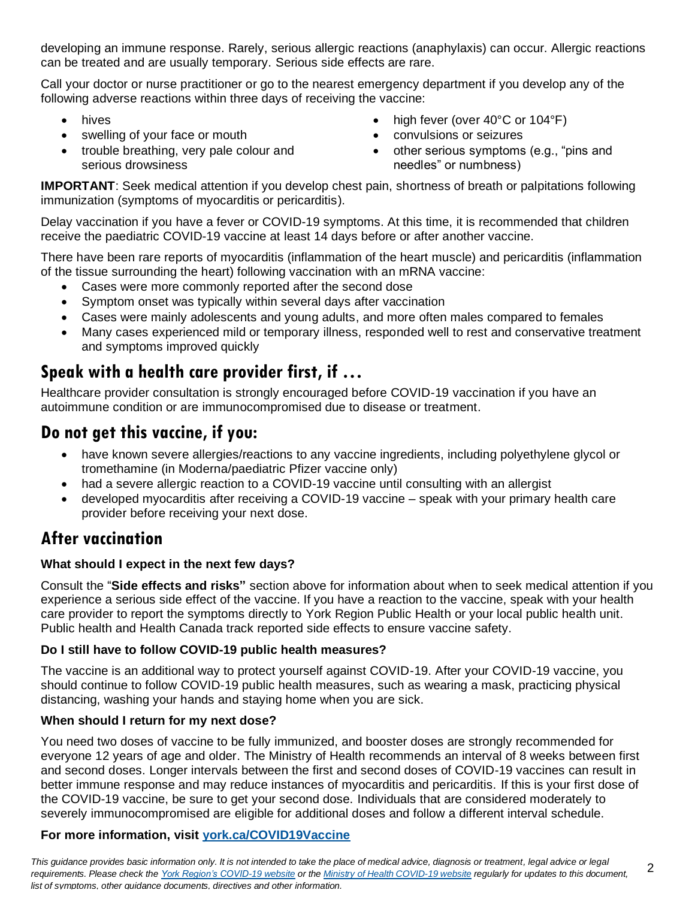developing an immune response. Rarely, serious allergic reactions (anaphylaxis) can occur. Allergic reactions can be treated and are usually temporary. Serious side effects are rare.

Call your doctor or nurse practitioner or go to the nearest emergency department if you develop any of the following adverse reactions within three days of receiving the vaccine:

- hives
- swelling of your face or mouth
- trouble breathing, very pale colour and serious drowsiness
- high fever (over 40°C or 104°F)
- convulsions or seizures
- other serious symptoms (e.g., "pins and needles" or numbness)

**IMPORTANT**: Seek medical attention if you develop chest pain, shortness of breath or palpitations following immunization (symptoms of myocarditis or pericarditis).

Delay vaccination if you have a fever or COVID-19 symptoms. At this time, it is recommended that children receive the paediatric COVID-19 vaccine at least 14 days before or after another vaccine.

There have been rare reports of myocarditis (inflammation of the heart muscle) and pericarditis (inflammation of the tissue surrounding the heart) following vaccination with an mRNA vaccine:

- Cases were more commonly reported after the second dose
- Symptom onset was typically within several days after vaccination
- Cases were mainly adolescents and young adults, and more often males compared to females
- Many cases experienced mild or temporary illness, responded well to rest and conservative treatment and symptoms improved quickly

## Speak with a health care provider first, if …

Healthcare provider consultation is strongly encouraged before COVID-19 vaccination if you have an autoimmune condition or are immunocompromised due to disease or treatment.

## Do not get this vaccine, if you:

- have known severe allergies/reactions to any vaccine ingredients, including polyethylene glycol or tromethamine (in Moderna/paediatric Pfizer vaccine only)
- had a severe allergic reaction to a COVID-19 vaccine until consulting with an allergist
- developed myocarditis after receiving a COVID-19 vaccine – speak with your primary health care provider before receiving your next dose.

## After vaccination

### What should I expect in the next few days?

Consult the "**Side effects and risks"** section above for information about when to seek medical attention if you experience a serious side effect of the vaccine. If you have a reaction to the vaccine, speak with your health care provider to report the symptoms directly to York Region Public Health or your local public health unit. Public health and Health Canada track reported side effects to ensure vaccine safety.

### Do I still have to follow COVID-19 public health measures?

The vaccine is an additional way to protect yourself against COVID-19. After your COVID-19 vaccine, you should continue to follow COVID-19 public health measures, such as wearing a mask, practicing physical distancing, washing your hands and staying home when you are sick.

### When should I return for my next dose?

You need two doses of vaccine to be fully immunized, and booster doses are strongly recommended for everyone 12 years of age and older. The Ministry of Health recommends an interval of 8 weeks between first and second doses. Longer intervals between the first and second doses of COVID-19 vaccines can result in better immune response and may reduce instances of myocarditis and pericarditis. If this is your first dose of the COVID-19 vaccine, be sure to get your second dose. Individuals that are considered moderately to severely immunocompromised are eligible for additional doses and follow a different interval schedule.

**For more information, visit [york.ca/COVID19Vaccine](york.ca/COVID19Vaccine)**

*This guidance provides basic information only. It is not intended to take the place of medical advice, diagnosis or treatment, legal advice or legal requirements. Please check the York Region's COVID-19 website or the Ministry of Health COVID-19 website regularly for updates to this document, list of symptoms, other guidance documents, directives and other information.*